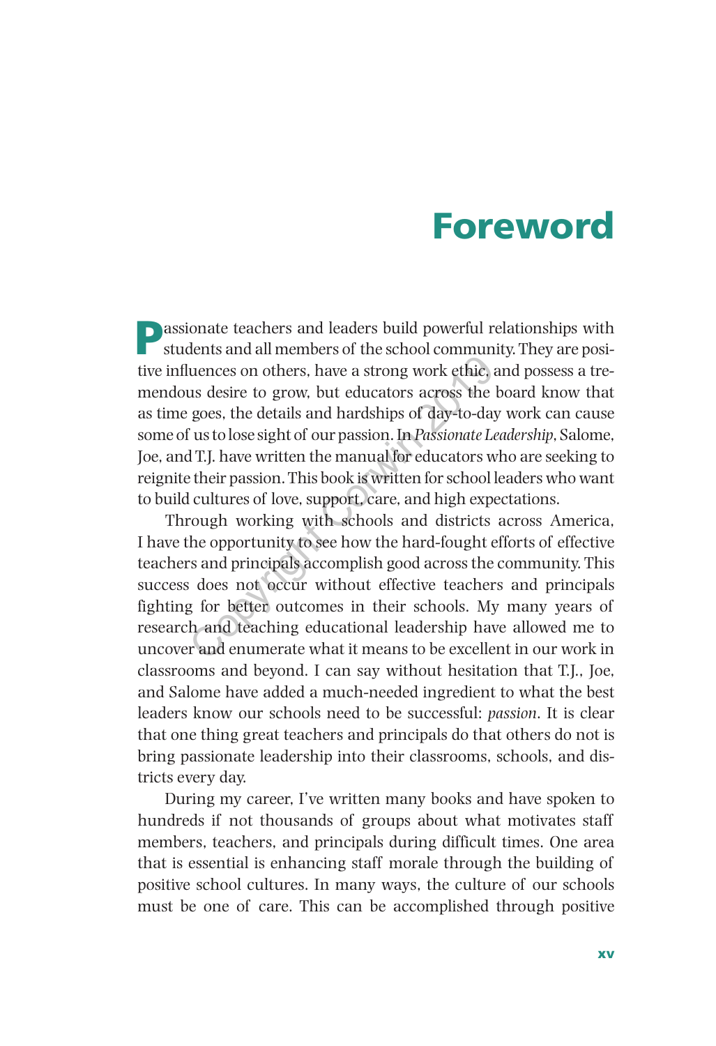# Foreword

Passionate teachers and leaders build powerful relationships with students and all members of the school community. They are positive influences on others, have a strong work ethic, and possess a tremendous desire to grow, but educators across the board know that as time goes, the details and hardships of day-to-day work can cause some of us to lose sight of our passion. In *Passionate Leadership*, Salome, Joe, and T.J. have written the manual for educators who are seeking to reignite their passion. This book is written for school leaders who want to build cultures of love, support, care, and high expectations.

Through working with schools and districts across America, I have the opportunity to see how the hard-fought efforts of effective teachers and principals accomplish good across the community. This success does not occur without effective teachers and principals fighting for better outcomes in their schools. My many years of research and teaching educational leadership have allowed me to uncover and enumerate what it means to be excellent in our work in classrooms and beyond. I can say without hesitation that T.J., Joe, and Salome have added a much-needed ingredient to what the best leaders know our schools need to be successful: *passion*. It is clear that one thing great teachers and principals do that others do not is bring passionate leadership into their classrooms, schools, and districts every day.

During my career, I've written many books and have spoken to hundreds if not thousands of groups about what motivates staff members, teachers, and principals during difficult times. One area that is essential is enhancing staff morale through the building of positive school cultures. In many ways, the culture of our schools must be one of care. This can be accomplished through positive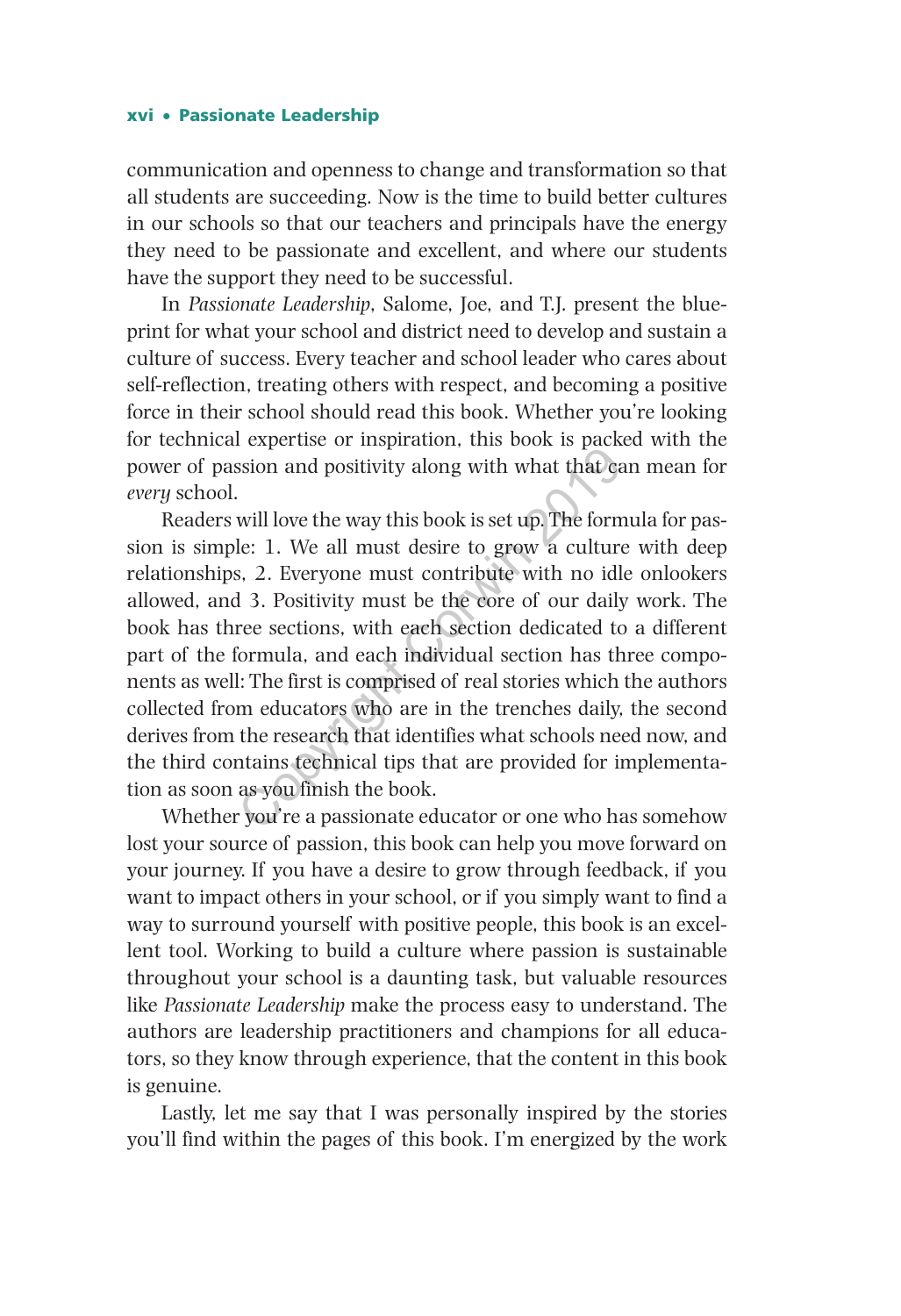communication and openness to change and transformation so that all students are succeeding. Now is the time to build better cultures in our schools so that our teachers and principals have the energy they need to be passionate and excellent, and where our students have the support they need to be successful.

In *Passionate Leadership*, Salome, Joe, and T.J. present the blueprint for what your school and district need to develop and sustain a culture of success. Every teacher and school leader who cares about self-reflection, treating others with respect, and becoming a positive force in their school should read this book. Whether you're looking for technical expertise or inspiration, this book is packed with the power of passion and positivity along with what that can mean for *every* school.

Readers will love the way this book is set up. The formula for passion is simple: 1. We all must desire to grow a culture with deep relationships, 2. Everyone must contribute with no idle onlookers allowed, and 3. Positivity must be the core of our daily work. The book has three sections, with each section dedicated to a different part of the formula, and each individual section has three components as well: The first is comprised of real stories which the authors collected from educators who are in the trenches daily, the second derives from the research that identifies what schools need now, and the third contains technical tips that are provided for implementation as soon as you finish the book.

Whether you're a passionate educator or one who has somehow lost your source of passion, this book can help you move forward on your journey. If you have a desire to grow through feedback, if you want to impact others in your school, or if you simply want to find a way to surround yourself with positive people, this book is an excellent tool. Working to build a culture where passion is sustainable throughout your school is a daunting task, but valuable resources like *Passionate Leadership* make the process easy to understand. The authors are leadership practitioners and champions for all educators, so they know through experience, that the content in this book is genuine.

Lastly, let me say that I was personally inspired by the stories you'll find within the pages of this book. I'm energized by the work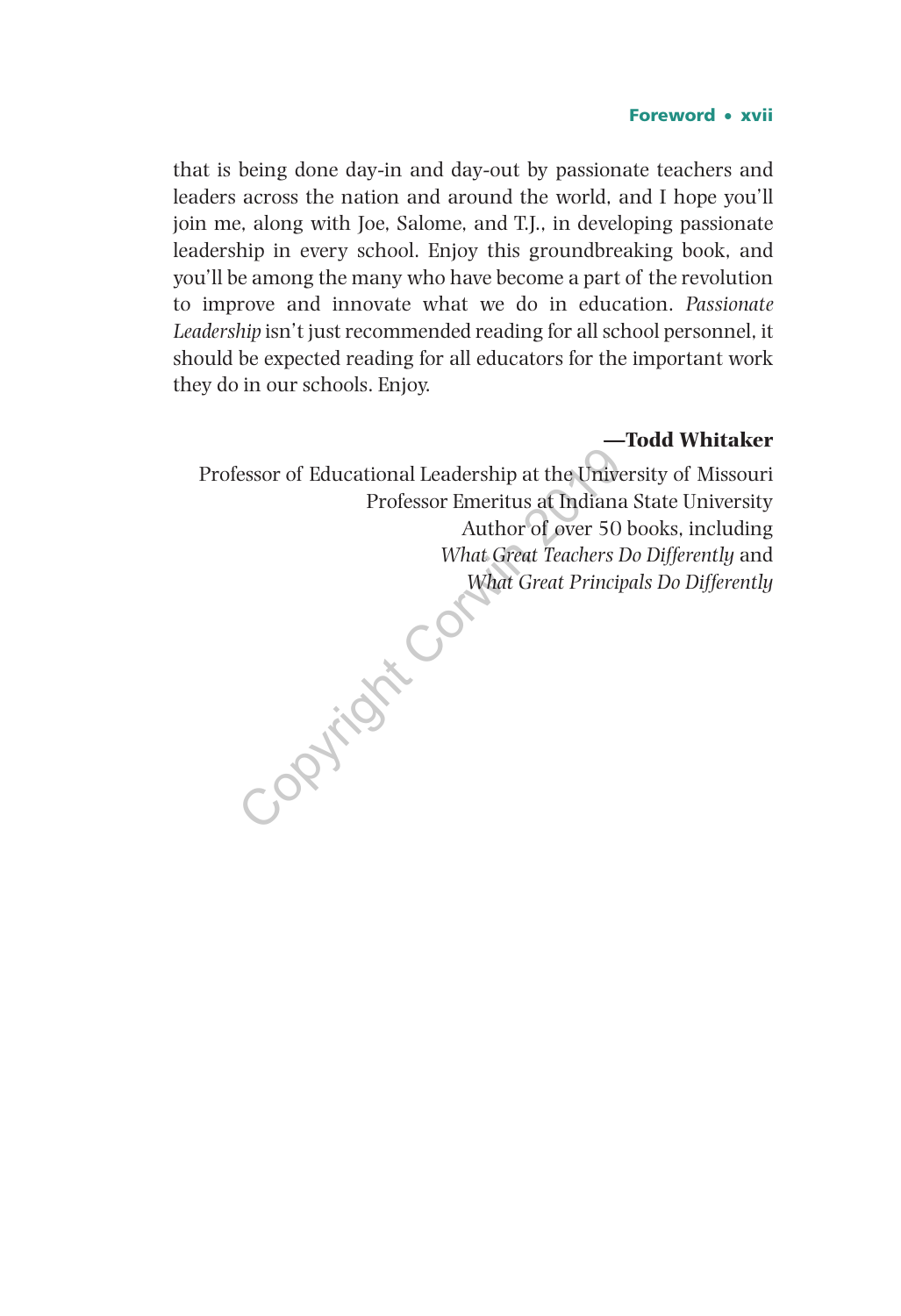that is being done day-in and day-out by passionate teachers and leaders across the nation and around the world, and I hope you'll join me, along with Joe, Salome, and T.J., in developing passionate leadership in every school. Enjoy this groundbreaking book, and you'll be among the many who have become a part of the revolution to improve and innovate what we do in education. *Passionate Leadership* isn't just recommended reading for all school personnel, it should be expected reading for all educators for the important work they do in our schools. Enjoy.

**—Todd Whitaker**

Professor of Educational Leadership at the University of Missouri
Professor Emeritus at Indiana State University
Author of over 50 books, including
*What Great Teachers Do Differently* and
*What Great Principals Do Differently*